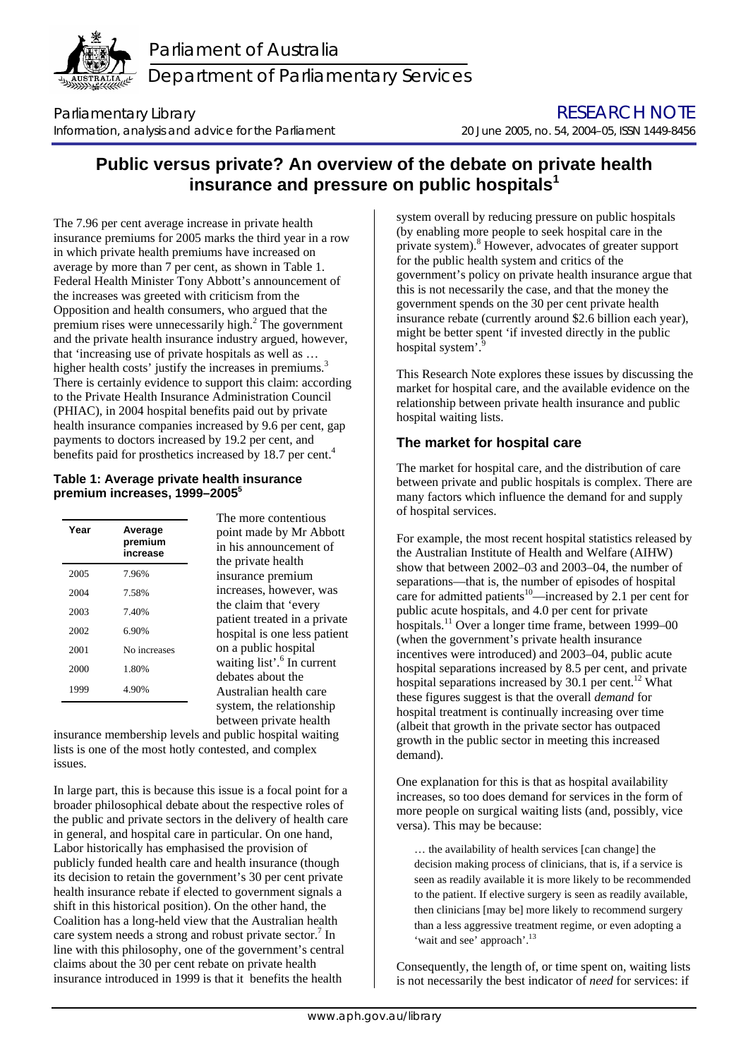Parliament of Australia

Department of Parliamentary Services

Parliamentary Library

Information, analysis and advice for the Parliament

RESEARCH NOTE

20 June 2005, no. 54, 2004–05, ISSN 1449-8456

# Public versus private? An overview of the debate on private health insurance and pressure on public hospitals[1]

The 7.96 per cent average increase in private health insurance premiums for 2005 marks the third year in a row in which private health premiums have increased on average by more than 7 per cent, as shown in Table 1. Federal Health Minister Tony Abbott's announcement of the increases was greeted with criticism from the Opposition and health consumers, who argued that the premium rises were unnecessarily high.[2] The government and the private health insurance industry argued, however, that 'increasing use of private hospitals as well as … higher health costs' justify the increases in premiums.[3] There is certainly evidence to support this claim: according to the Private Health Insurance Administration Council (PHIAC), in 2004 hospital benefits paid out by private health insurance companies increased by 9.6 per cent, gap payments to doctors increased by 19.2 per cent, and benefits paid for prosthetics increased by 18.7 per cent.[4]

**Table 1: Average private health insurance premium increases, 1999–2005[5]**

| Year | Average premium increase |
|---|---|
| 2005 | 7.96% |
| 2004 | 7.58% |
| 2003 | 7.40% |
| 2002 | 6.90% |
| 2001 | No increases |
| 2000 | 1.80% |
| 1999 | 4.90% |

The more contentious point made by Mr Abbott in his announcement of the private health insurance premium increases, however, was the claim that 'every patient treated in a private hospital is one less patient on a public hospital waiting list'.[6] In current debates about the Australian health care system, the relationship between private health insurance membership levels and public hospital waiting lists is one of the most hotly contested, and complex issues.

In large part, this is because this issue is a focal point for a broader philosophical debate about the respective roles of the public and private sectors in the delivery of health care in general, and hospital care in particular. On one hand, Labor historically has emphasised the provision of publicly funded health care and health insurance (though its decision to retain the government's 30 per cent private health insurance rebate if elected to government signals a shift in this historical position). On the other hand, the Coalition has a long-held view that the Australian health care system needs a strong and robust private sector.[7] In line with this philosophy, one of the government's central claims about the 30 per cent rebate on private health insurance introduced in 1999 is that it benefits the health system overall by reducing pressure on public hospitals (by enabling more people to seek hospital care in the private system).[8] However, advocates of greater support for the public health system and critics of the government's policy on private health insurance argue that this is not necessarily the case, and that the money the government spends on the 30 per cent private health insurance rebate (currently around $2.6 billion each year), might be better spent 'if invested directly in the public hospital system'.[9]

This Research Note explores these issues by discussing the market for hospital care, and the available evidence on the relationship between private health insurance and public hospital waiting lists.

## The market for hospital care

The market for hospital care, and the distribution of care between private and public hospitals is complex. There are many factors which influence the demand for and supply of hospital services.

For example, the most recent hospital statistics released by the Australian Institute of Health and Welfare (AIHW) show that between 2002–03 and 2003–04, the number of separations—that is, the number of episodes of hospital care for admitted patients[10]—increased by 2.1 per cent for public acute hospitals, and 4.0 per cent for private hospitals.[11] Over a longer time frame, between 1999–00 (when the government's private health insurance incentives were introduced) and 2003–04, public acute hospital separations increased by 8.5 per cent, and private hospital separations increased by 30.1 per cent.[12] What these figures suggest is that the overall *demand* for hospital treatment is continually increasing over time (albeit that growth in the private sector has outpaced growth in the public sector in meeting this increased demand).

One explanation for this is that as hospital availability increases, so too does demand for services in the form of more people on surgical waiting lists (and, possibly, vice versa). This may be because:

> … the availability of health services [can change] the decision making process of clinicians, that is, if a service is seen as readily available it is more likely to be recommended to the patient. If elective surgery is seen as readily available, then clinicians [may be] more likely to recommend surgery than a less aggressive treatment regime, or even adopting a 'wait and see' approach'.[13]

Consequently, the length of, or time spent on, waiting lists is not necessarily the best indicator of *need* for services: if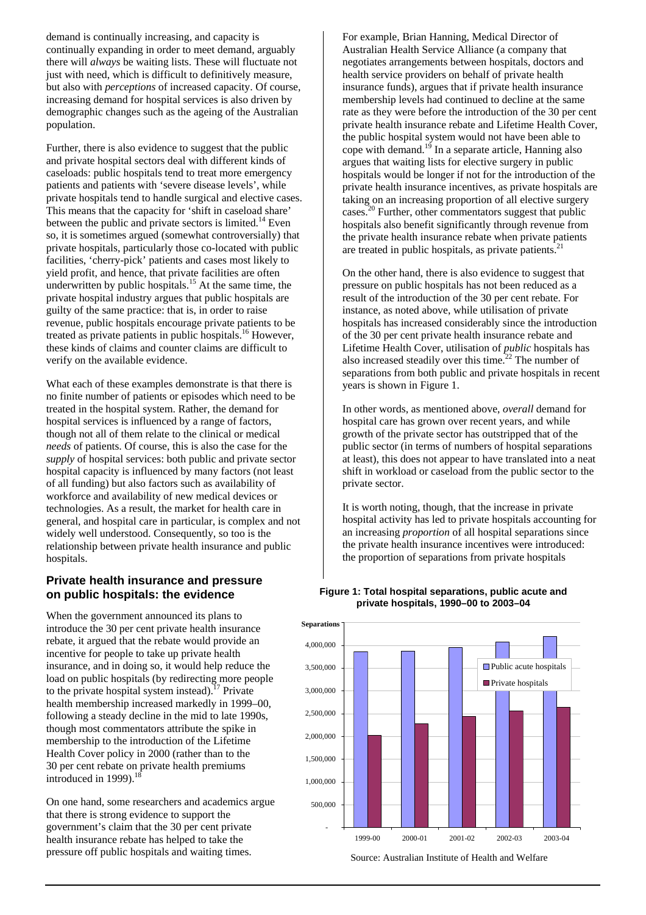demand is continually increasing, and capacity is continually expanding in order to meet demand, arguably there will *always* be waiting lists. These will fluctuate not just with need, which is difficult to definitively measure, but also with *perceptions* of increased capacity. Of course, increasing demand for hospital services is also driven by demographic changes such as the ageing of the Australian population.

Further, there is also evidence to suggest that the public and private hospital sectors deal with different kinds of caseloads: public hospitals tend to treat more emergency patients and patients with 'severe disease levels', while private hospitals tend to handle surgical and elective cases. This means that the capacity for 'shift in caseload share' between the public and private sectors is limited.[14] Even so, it is sometimes argued (somewhat controversially) that private hospitals, particularly those co-located with public facilities, 'cherry-pick' patients and cases most likely to yield profit, and hence, that private facilities are often underwritten by public hospitals.[15] At the same time, the private hospital industry argues that public hospitals are guilty of the same practice: that is, in order to raise revenue, public hospitals encourage private patients to be treated as private patients in public hospitals.[16] However, these kinds of claims and counter claims are difficult to verify on the available evidence.

What each of these examples demonstrate is that there is no finite number of patients or episodes which need to be treated in the hospital system. Rather, the demand for hospital services is influenced by a range of factors, though not all of them relate to the clinical or medical *needs* of patients. Of course, this is also the case for the *supply* of hospital services: both public and private sector hospital capacity is influenced by many factors (not least of all funding) but also factors such as availability of workforce and availability of new medical devices or technologies. As a result, the market for health care in general, and hospital care in particular, is complex and not widely well understood. Consequently, so too is the relationship between private health insurance and public hospitals.

## Private health insurance and pressure on public hospitals: the evidence

When the government announced its plans to introduce the 30 per cent private health insurance rebate, it argued that the rebate would provide an incentive for people to take up private health insurance, and in doing so, it would help reduce the load on public hospitals (by redirecting more people to the private hospital system instead).[17] Private health membership increased markedly in 1999–00, following a steady decline in the mid to late 1990s, though most commentators attribute the spike in membership to the introduction of the Lifetime Health Cover policy in 2000 (rather than to the 30 per cent rebate on private health premiums introduced in 1999).[18]

On one hand, some researchers and academics argue that there is strong evidence to support the government's claim that the 30 per cent private health insurance rebate has helped to take the pressure off public hospitals and waiting times.

For example, Brian Hanning, Medical Director of Australian Health Service Alliance (a company that negotiates arrangements between hospitals, doctors and health service providers on behalf of private health insurance funds), argues that if private health insurance membership levels had continued to decline at the same rate as they were before the introduction of the 30 per cent private health insurance rebate and Lifetime Health Cover, the public hospital system would not have been able to cope with demand.[19] In a separate article, Hanning also argues that waiting lists for elective surgery in public hospitals would be longer if not for the introduction of the private health insurance incentives, as private hospitals are taking on an increasing proportion of all elective surgery cases.[20] Further, other commentators suggest that public hospitals also benefit significantly through revenue from the private health insurance rebate when private patients are treated in public hospitals, as private patients.[21]

On the other hand, there is also evidence to suggest that pressure on public hospitals has not been reduced as a result of the introduction of the 30 per cent rebate. For instance, as noted above, while utilisation of private hospitals has increased considerably since the introduction of the 30 per cent private health insurance rebate and Lifetime Health Cover, utilisation of *public* hospitals has also increased steadily over this time.[22] The number of separations from both public and private hospitals in recent years is shown in Figure 1.

In other words, as mentioned above, *overall* demand for hospital care has grown over recent years, and while growth of the private sector has outstripped that of the public sector (in terms of numbers of hospital separations at least), this does not appear to have translated into a neat shift in workload or caseload from the public sector to the private sector.

It is worth noting, though, that the increase in private hospital activity has led to private hospitals accounting for an increasing *proportion* of all hospital separations since the private health insurance incentives were introduced: the proportion of separations from private hospitals

**Figure 1: Total hospital separations, public acute and private hospitals, 1990–00 to 2003–04**

Source: Australian Institute of Health and Welfare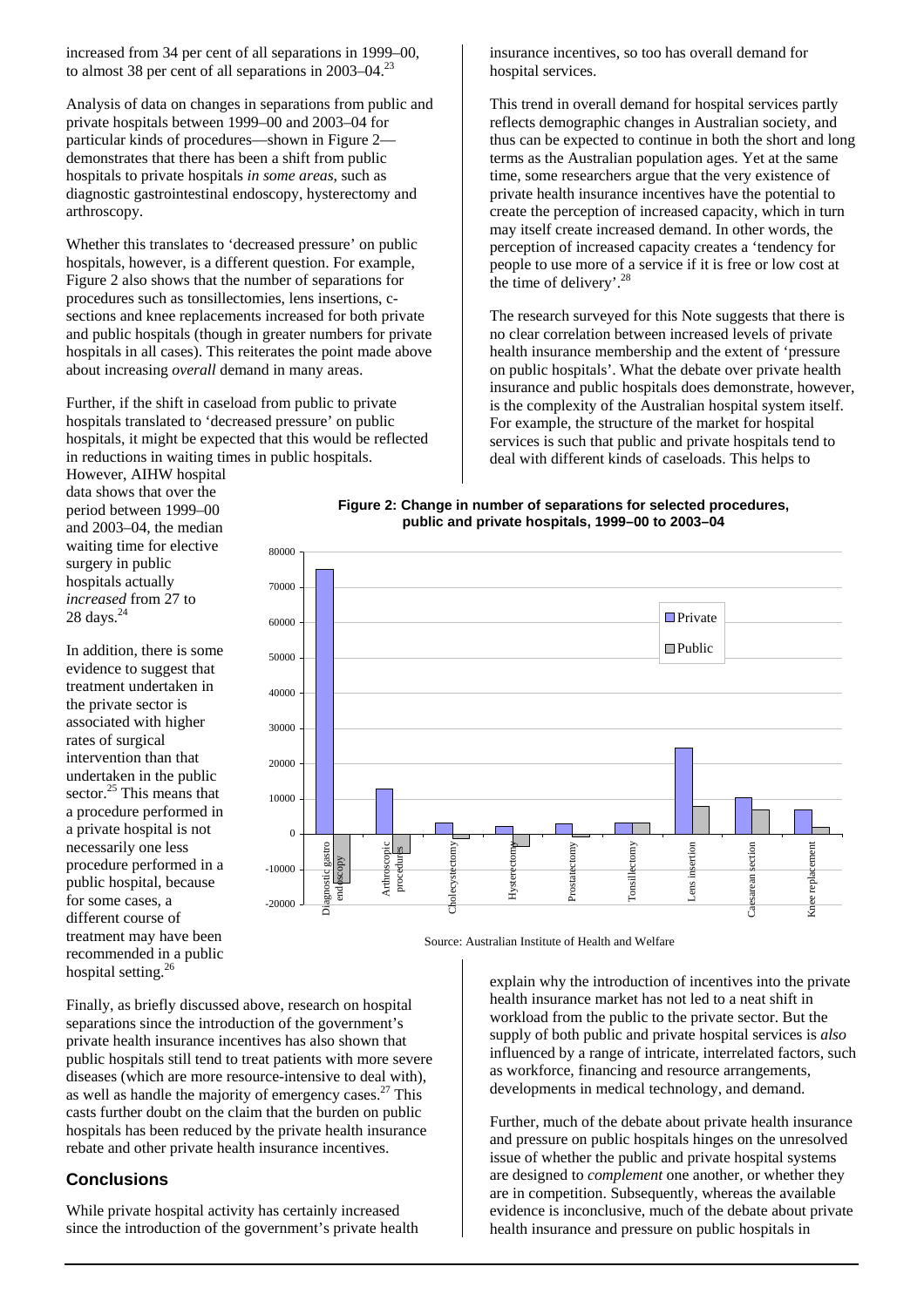increased from 34 per cent of all separations in 1999–00, to almost 38 per cent of all separations in 2003–04.[23]

Analysis of data on changes in separations from public and private hospitals between 1999–00 and 2003–04 for particular kinds of procedures—shown in Figure 2—demonstrates that there has been a shift from public hospitals to private hospitals *in some areas*, such as diagnostic gastrointestinal endoscopy, hysterectomy and arthroscopy.

Whether this translates to 'decreased pressure' on public hospitals, however, is a different question. For example, Figure 2 also shows that the number of separations for procedures such as tonsillectomies, lens insertions, c-sections and knee replacements increased for both private and public hospitals (though in greater numbers for private hospitals in all cases). This reiterates the point made above about increasing *overall* demand in many areas.

Further, if the shift in caseload from public to private hospitals translated to 'decreased pressure' on public hospitals, it might be expected that this would be reflected in reductions in waiting times in public hospitals. However, AIHW hospital data shows that over the period between 1999–00 and 2003–04, the median waiting time for elective surgery in public hospitals actually *increased* from 27 to 28 days.[24]

In addition, there is some evidence to suggest that treatment undertaken in the private sector is associated with higher rates of surgical intervention than that undertaken in the public sector.[25] This means that a procedure performed in a private hospital is not necessarily one less procedure performed in a public hospital, because for some cases, a different course of treatment may have been recommended in a public hospital setting.[26]

Finally, as briefly discussed above, research on hospital separations since the introduction of the government's private health insurance incentives has also shown that public hospitals still tend to treat patients with more severe diseases (which are more resource-intensive to deal with), as well as handle the majority of emergency cases.[27] This casts further doubt on the claim that the burden on public hospitals has been reduced by the private health insurance rebate and other private health insurance incentives.

## Conclusions

While private hospital activity has certainly increased since the introduction of the government's private health insurance incentives, so too has overall demand for hospital services.

This trend in overall demand for hospital services partly reflects demographic changes in Australian society, and thus can be expected to continue in both the short and long terms as the Australian population ages. Yet at the same time, some researchers argue that the very existence of private health insurance incentives have the potential to create the perception of increased capacity, which in turn may itself create increased demand. In other words, the perception of increased capacity creates a 'tendency for people to use more of a service if it is free or low cost at the time of delivery'.[28]

The research surveyed for this Note suggests that there is no clear correlation between increased levels of private health insurance membership and the extent of 'pressure on public hospitals'. What the debate over private health insurance and public hospitals does demonstrate, however, is the complexity of the Australian hospital system itself. For example, the structure of the market for hospital services is such that public and private hospitals tend to deal with different kinds of caseloads. This helps to explain why the introduction of incentives into the private health insurance market has not led to a neat shift in workload from the public to the private sector. But the supply of both public and private hospital services is *also* influenced by a range of intricate, interrelated factors, such as workforce, financing and resource arrangements, developments in medical technology, and demand.

**Figure 2: Change in number of separations for selected procedures, public and private hospitals, 1999–00 to 2003–04**

Source: Australian Institute of Health and Welfare

Further, much of the debate about private health insurance and pressure on public hospitals hinges on the unresolved issue of whether the public and private hospital systems are designed to *complement* one another, or whether they are in competition. Subsequently, whereas the available evidence is inconclusive, much of the debate about private health insurance and pressure on public hospitals in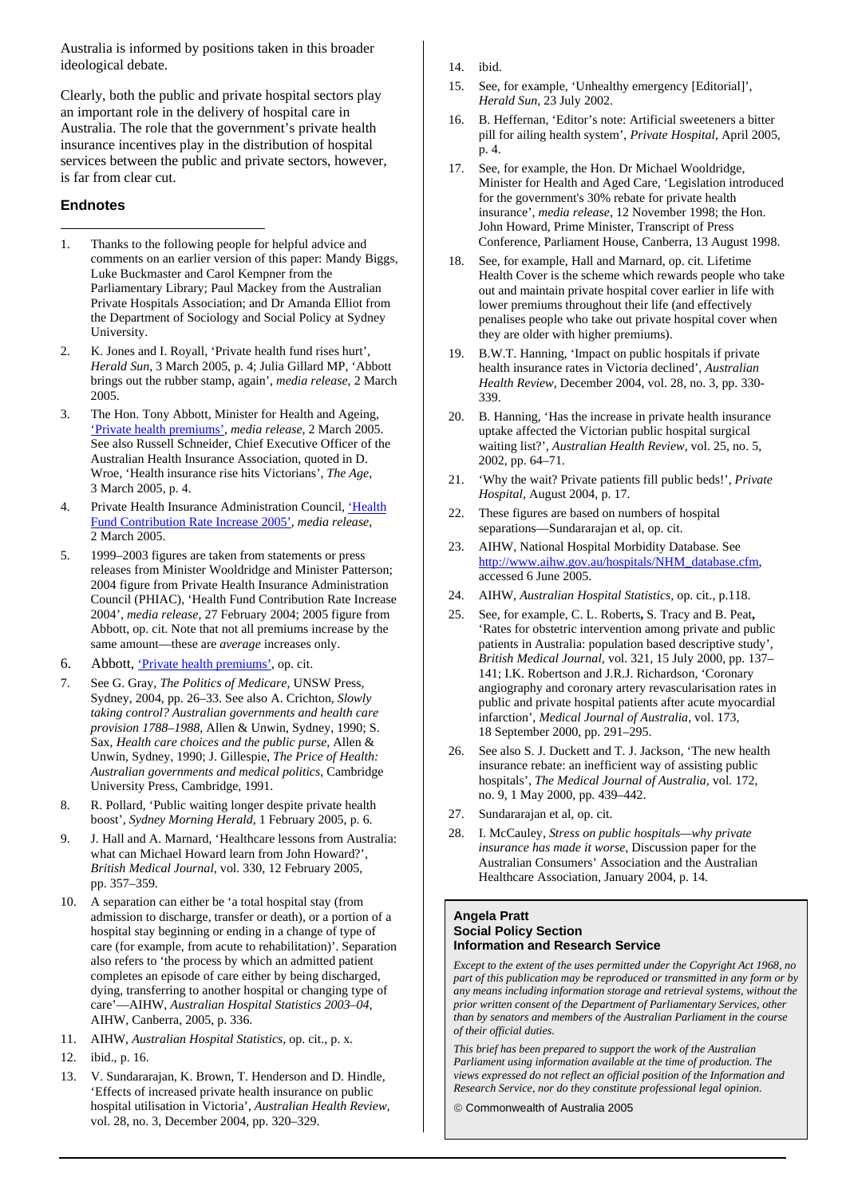Australia is informed by positions taken in this broader ideological debate.

Clearly, both the public and private hospital sectors play an important role in the delivery of hospital care in Australia. The role that the government's private health insurance incentives play in the distribution of hospital services between the public and private sectors, however, is far from clear cut.

## Endnotes

1. Thanks to the following people for helpful advice and comments on an earlier version of this paper: Mandy Biggs, Luke Buckmaster and Carol Kempner from the Parliamentary Library; Paul Mackey from the Australian Private Hospitals Association; and Dr Amanda Elliot from the Department of Sociology and Social Policy at Sydney University.
2. K. Jones and I. Royall, 'Private health fund rises hurt', *Herald Sun*, 3 March 2005, p. 4; Julia Gillard MP, 'Abbott brings out the rubber stamp, again', *media release*, 2 March 2005.
3. The Hon. Tony Abbott, Minister for Health and Ageing, 'Private health premiums', *media release*, 2 March 2005. See also Russell Schneider, Chief Executive Officer of the Australian Health Insurance Association, quoted in D. Wroe, 'Health insurance rise hits Victorians', *The Age*, 3 March 2005, p. 4.
4. Private Health Insurance Administration Council, 'Health Fund Contribution Rate Increase 2005', *media release*, 2 March 2005.
5. 1999–2003 figures are taken from statements or press releases from Minister Wooldridge and Minister Patterson; 2004 figure from Private Health Insurance Administration Council (PHIAC), 'Health Fund Contribution Rate Increase 2004', *media release*, 27 February 2004; 2005 figure from Abbott, op. cit. Note that not all premiums increase by the same amount—these are *average* increases only.
6. Abbott, 'Private health premiums', op. cit.
7. See G. Gray, *The Politics of Medicare*, UNSW Press, Sydney, 2004, pp. 26–33. See also A. Crichton, *Slowly taking control? Australian governments and health care provision 1788–1988*, Allen & Unwin, Sydney, 1990; S. Sax, *Health care choices and the public purse*, Allen & Unwin, Sydney, 1990; J. Gillespie, *The Price of Health: Australian governments and medical politics*, Cambridge University Press, Cambridge, 1991.
8. R. Pollard, 'Public waiting longer despite private health boost', *Sydney Morning Herald*, 1 February 2005, p. 6.
9. J. Hall and A. Marnard, 'Healthcare lessons from Australia: what can Michael Howard learn from John Howard?', *British Medical Journal*, vol. 330, 12 February 2005, pp. 357–359.
10. A separation can either be 'a total hospital stay (from admission to discharge, transfer or death), or a portion of a hospital stay beginning or ending in a change of type of care (for example, from acute to rehabilitation)'. Separation also refers to 'the process by which an admitted patient completes an episode of care either by being discharged, dying, transferring to another hospital or changing type of care'—AIHW, *Australian Hospital Statistics 2003–04*, AIHW, Canberra, 2005, p. 336.
11. AIHW, *Australian Hospital Statistics*, op. cit., p. x.
12. ibid., p. 16.
13. V. Sundararajan, K. Brown, T. Henderson and D. Hindle, 'Effects of increased private health insurance on public hospital utilisation in Victoria', *Australian Health Review*, vol. 28, no. 3, December 2004, pp. 320–329.
14. ibid.
15. See, for example, 'Unhealthy emergency [Editorial]', *Herald Sun*, 23 July 2002.
16. B. Heffernan, 'Editor's note: Artificial sweeteners a bitter pill for ailing health system', *Private Hospital*, April 2005, p. 4.
17. See, for example, the Hon. Dr Michael Wooldridge, Minister for Health and Aged Care, 'Legislation introduced for the government's 30% rebate for private health insurance', *media release*, 12 November 1998; the Hon. John Howard, Prime Minister, Transcript of Press Conference, Parliament House, Canberra, 13 August 1998.
18. See, for example, Hall and Marnard, op. cit. Lifetime Health Cover is the scheme which rewards people who take out and maintain private hospital cover earlier in life with lower premiums throughout their life (and effectively penalises people who take out private hospital cover when they are older with higher premiums).
19. B.W.T. Hanning, 'Impact on public hospitals if private health insurance rates in Victoria declined', *Australian Health Review*, December 2004, vol. 28, no. 3, pp. 330-339.
20. B. Hanning, 'Has the increase in private health insurance uptake affected the Victorian public hospital surgical waiting list?', *Australian Health Review*, vol. 25, no. 5, 2002, pp. 64–71.
21. 'Why the wait? Private patients fill public beds!', *Private Hospital*, August 2004, p. 17.
22. These figures are based on numbers of hospital separations—Sundararajan et al, op. cit.
23. AIHW, National Hospital Morbidity Database. See http://www.aihw.gov.au/hospitals/NHM_database.cfm, accessed 6 June 2005.
24. AIHW, *Australian Hospital Statistics*, op. cit., p.118.
25. See, for example, C. L. Roberts**,** S. Tracy and B. Peat**,** 'Rates for obstetric intervention among private and public patients in Australia: population based descriptive study', *British Medical Journal*, vol. 321, 15 July 2000, pp. 137–141; I.K. Robertson and J.R.J. Richardson, 'Coronary angiography and coronary artery revascularisation rates in public and private hospital patients after acute myocardial infarction', *Medical Journal of Australia*, vol. 173, 18 September 2000, pp. 291–295.
26. See also S. J. Duckett and T. J. Jackson, 'The new health insurance rebate: an inefficient way of assisting public hospitals', *The Medical Journal of Australia*, vol. 172, no. 9, 1 May 2000, pp. 439–442.
27. Sundararajan et al, op. cit.
28. I. McCauley, *Stress on public hospitals—why private insurance has made it worse*, Discussion paper for the Australian Consumers' Association and the Australian Healthcare Association, January 2004, p. 14.

**Angela Pratt**
**Social Policy Section**
**Information and Research Service**

*Except to the extent of the uses permitted under the Copyright Act 1968, no part of this publication may be reproduced or transmitted in any form or by any means including information storage and retrieval systems, without the prior written consent of the Department of Parliamentary Services, other than by senators and members of the Australian Parliament in the course of their official duties.*

*This brief has been prepared to support the work of the Australian Parliament using information available at the time of production. The views expressed do not reflect an official position of the Information and Research Service, nor do they constitute professional legal opinion.*

© Commonwealth of Australia 2005